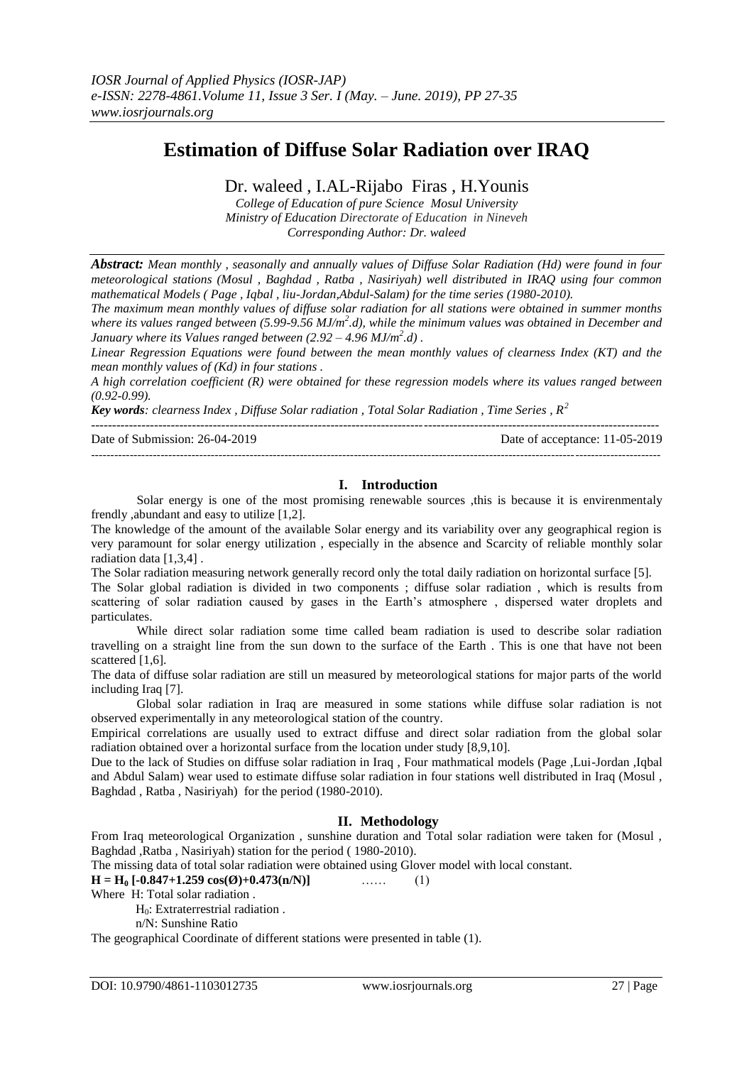# Estimation of Diffuse Solar Radiation over IRAQ

Dr. waleed , I.AL-Rijabo Firas , H.Younis

*College of Education of pure Science Mosul University*
*Ministry of Education Directorate of Education in Nineveh*
*Corresponding Author: Dr. waleed*

***Abstract:** Mean monthly , seasonally and annually values of Diffuse Solar Radiation (Hd) were found in four meteorological stations (Mosul , Baghdad , Ratba , Nasiriyah) well distributed in IRAQ using four common mathematical Models ( Page , Iqbal , liu-Jordan,Abdul-Salam) for the time series (1980-2010).*

*The maximum mean monthly values of diffuse solar radiation for all stations were obtained in summer months where its values ranged between (5.99-9.56 $MJ/m^2.d$), while the minimum values was obtained in December and January where its Values ranged between (2.92 – 4.96 $MJ/m^2.d$) .*

*Linear Regression Equations were found between the mean monthly values of clearness Index (KT) and the mean monthly values of (Kd) in four stations .*

*A high correlation coefficient (R) were obtained for these regression models where its values ranged between (0.92-0.99).*

***Key words**: clearness Index , Diffuse Solar radiation , Total Solar Radiation , Time Series , $R^2$*

Date of Submission: 26-04-2019 Date of acceptance: 11-05-2019

## I. Introduction

Solar energy is one of the most promising renewable sources ,this is because it is envirenmentaly frendly ,abundant and easy to utilize [1,2].

The knowledge of the amount of the available Solar energy and its variability over any geographical region is very paramount for solar energy utilization , especially in the absence and Scarcity of reliable monthly solar radiation data [1,3,4] .

The Solar radiation measuring network generally record only the total daily radiation on horizontal surface [5].

The Solar global radiation is divided in two components ; diffuse solar radiation , which is results from scattering of solar radiation caused by gases in the Earth's atmosphere , dispersed water droplets and particulates.

While direct solar radiation some time called beam radiation is used to describe solar radiation travelling on a straight line from the sun down to the surface of the Earth . This is one that have not been scattered [1,6].

The data of diffuse solar radiation are still un measured by meteorological stations for major parts of the world including Iraq [7].

Global solar radiation in Iraq are measured in some stations while diffuse solar radiation is not observed experimentally in any meteorological station of the country.

Empirical correlations are usually used to extract diffuse and direct solar radiation from the global solar radiation obtained over a horizontal surface from the location under study [8,9,10].

Due to the lack of Studies on diffuse solar radiation in Iraq , Four mathmatical models (Page ,Lui-Jordan ,Iqbal and Abdul Salam) wear used to estimate diffuse solar radiation in four stations well distributed in Iraq (Mosul , Baghdad , Ratba , Nasiriyah) for the period (1980-2010).

## II. Methodology

From Iraq meteorological Organization , sunshine duration and Total solar radiation were taken for (Mosul , Baghdad ,Ratba , Nasiriyah) station for the period ( 1980-2010).

The missing data of total solar radiation were obtained using Glover model with local constant.

$$\mathbf{H = H_0 [-0.847+1.259 \cos(\emptyset)+0.473(n/N)]} \quad \ldots\ldots \quad (1)$$

Where H: Total solar radiation .

$H_0$: Extraterrestrial radiation .

n/N: Sunshine Ratio

The geographical Coordinate of different stations were presented in table (1).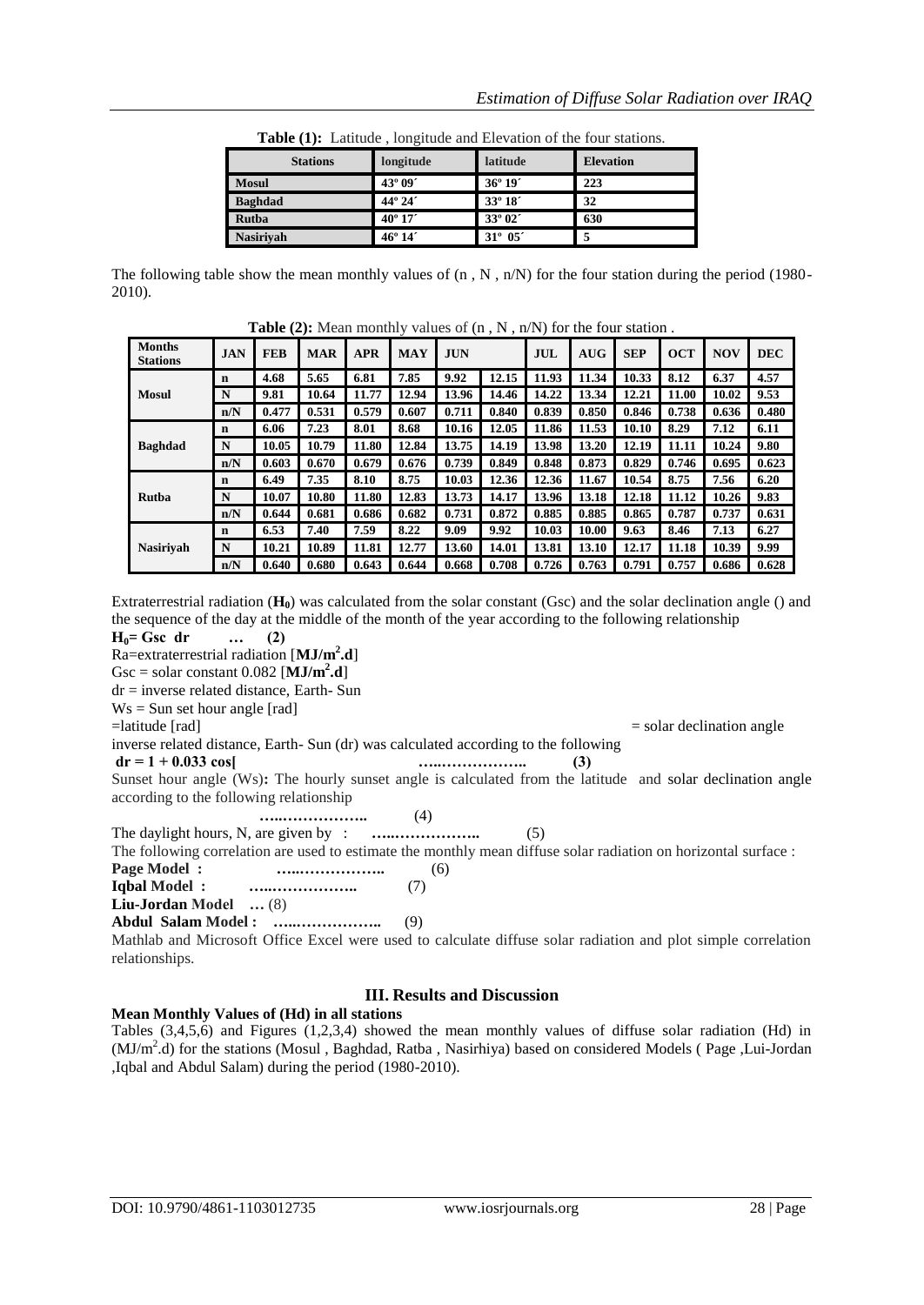**Table (1):** Latitude , longitude and Elevation of the four stations.

| Stations | longitude | latitude | Elevation |
|---|---|---|---|
| Mosul | 43º 09´ | 36º 19´ | 223 |
| Baghdad | 44º 24´ | 33º 18´ | 32 |
| Rutba | 40º 17´ | 33º 02´ | 630 |
| Nasiriyah | 46º 14´ | 31º 05´ | 5 |

The following table show the mean monthly values of (n , N , n/N) for the four station during the period (1980-2010).

**Table (2):** Mean monthly values of (n , N , n/N) for the four station .

| Months / Stations | | JAN | FEB | MAR | APR | MAY | JUN | JUL | AUG | SEP | OCT | NOV | DEC |
|---|---|---|---|---|---|---|---|---|---|---|---|---|---|
| Mosul | n | 4.68 | 5.65 | 6.81 | 7.85 | 9.92 | 12.15 | 11.93 | 11.34 | 10.33 | 8.12 | 6.37 | 4.57 |
| | N | 9.81 | 10.64 | 11.77 | 12.94 | 13.96 | 14.46 | 14.22 | 13.34 | 12.21 | 11.00 | 10.02 | 9.53 |
| | n/N | 0.477 | 0.531 | 0.579 | 0.607 | 0.711 | 0.840 | 0.839 | 0.850 | 0.846 | 0.738 | 0.636 | 0.480 |
| Baghdad | n | 6.06 | 7.23 | 8.01 | 8.68 | 10.16 | 12.05 | 11.86 | 11.53 | 10.10 | 8.29 | 7.12 | 6.11 |
| | N | 10.05 | 10.79 | 11.80 | 12.84 | 13.75 | 14.19 | 13.98 | 13.20 | 12.19 | 11.11 | 10.24 | 9.80 |
| | n/N | 0.603 | 0.670 | 0.679 | 0.676 | 0.739 | 0.849 | 0.848 | 0.873 | 0.829 | 0.746 | 0.695 | 0.623 |
| Rutba | n | 6.49 | 7.35 | 8.10 | 8.75 | 10.03 | 12.36 | 12.36 | 11.67 | 10.54 | 8.75 | 7.56 | 6.20 |
| | N | 10.07 | 10.80 | 11.80 | 12.83 | 13.73 | 14.17 | 13.96 | 13.18 | 12.18 | 11.12 | 10.26 | 9.83 |
| | n/N | 0.644 | 0.681 | 0.686 | 0.682 | 0.731 | 0.872 | 0.885 | 0.885 | 0.865 | 0.787 | 0.737 | 0.631 |
| Nasiriyah | n | 6.53 | 7.40 | 7.59 | 8.22 | 9.09 | 9.92 | 10.03 | 10.00 | 9.63 | 8.46 | 7.13 | 6.27 |
| | N | 10.21 | 10.89 | 11.81 | 12.77 | 13.60 | 14.01 | 13.81 | 13.10 | 12.17 | 11.18 | 10.39 | 9.99 |
| | n/N | 0.640 | 0.680 | 0.643 | 0.644 | 0.668 | 0.708 | 0.726 | 0.763 | 0.791 | 0.757 | 0.686 | 0.628 |

Extraterrestrial radiation ($H_0$) was calculated from the solar constant (Gsc) and the solar declination angle () and the sequence of the day at the middle of the month of the year according to the following relationship

**$H_0$= Gsc dr … (2)**

Ra=extraterrestrial radiation [$MJ/m^2.d$]

Gsc = solar constant 0.082 [$MJ/m^2.d$]

dr = inverse related distance, Earth- Sun

Ws = Sun set hour angle [rad]

=latitude [rad] = solar declination angle

inverse related distance, Earth- Sun (dr) was calculated according to the following

**dr = 1 + 0.033 cos[ …..…………….. (3)**

Sunset hour angle (Ws)**:** The hourly sunset angle is calculated from the latitude and solar declination angle according to the following relationship

**…..…………….. (4)**

The daylight hours, N, are given by : **…..……………..** (5)

The following correlation are used to estimate the monthly mean diffuse solar radiation on horizontal surface :

**Page Model : …..……………..** (6)

**Iqbal Model : …..……………..** (7)

**Liu-Jordan Model …** (8)

**Abdul Salam Model : …..……………..** (9)

Mathlab and Microsoft Office Excel were used to calculate diffuse solar radiation and plot simple correlation relationships.

## III. Results and Discussion

**Mean Monthly Values of (Hd) in all stations**

Tables (3,4,5,6) and Figures (1,2,3,4) showed the mean monthly values of diffuse solar radiation (Hd) in ($MJ/m^2.d$) for the stations (Mosul , Baghdad, Ratba , Nasirhiya) based on considered Models ( Page ,Lui-Jordan ,Iqbal and Abdul Salam) during the period (1980-2010).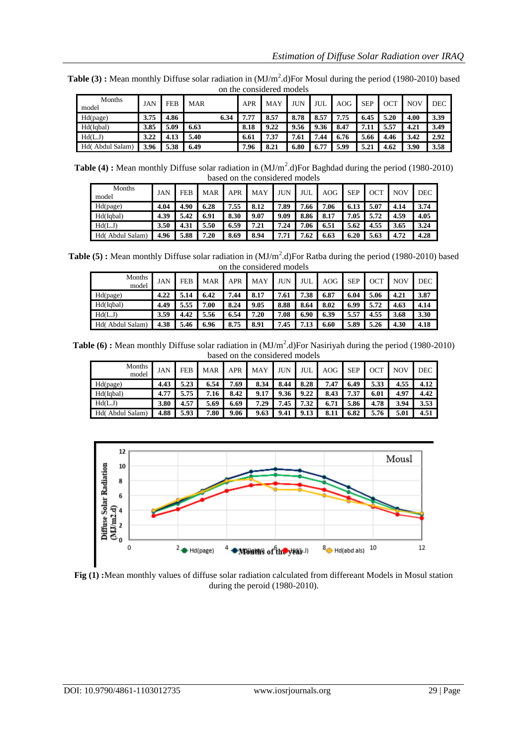**Table (3) :** Mean monthly Diffuse solar radiation in (MJ/m$^2$.d)For Mosul during the period (1980-2010) based on the considered models

| Months / model | JAN | FEB | MAR | APR | MAY | JUN | JUL | AOG | SEP | OCT | NOV | DEC |
|---|---|---|---|---|---|---|---|---|---|---|---|---|
| Hd(page) | 3.75 | 4.86 | 6.34 | 7.77 | 8.57 | 8.78 | 8.57 | 7.75 | 6.45 | 5.20 | 4.00 | 3.39 |
| Hd(Iqbal) | 3.85 | 5.09 | 6.63 | 8.18 | 9.22 | 9.56 | 9.36 | 8.47 | 7.11 | 5.57 | 4.21 | 3.49 |
| Hd(L.J) | 3.22 | 4.13 | 5.40 | 6.61 | 7.37 | 7.61 | 7.44 | 6.76 | 5.66 | 4.46 | 3.42 | 2.92 |
| Hd( Abdul Salam) | 3.96 | 5.38 | 6.49 | 7.96 | 8.21 | 6.80 | 6.77 | 5.99 | 5.21 | 4.62 | 3.90 | 3.58 |

**Table (4) :** Mean monthly Diffuse solar radiation in (MJ/m$^2$.d)For Baghdad during the period (1980-2010) based on the considered models

| Months / model | JAN | FEB | MAR | APR | MAY | JUN | JUL | AOG | SEP | OCT | NOV | DEC |
|---|---|---|---|---|---|---|---|---|---|---|---|---|
| Hd(page) | 4.04 | 4.90 | 6.28 | 7.55 | 8.12 | 7.89 | 7.66 | 7.06 | 6.13 | 5.07 | 4.14 | 3.74 |
| Hd(Iqbal) | 4.39 | 5.42 | 6.91 | 8.30 | 9.07 | 9.09 | 8.86 | 8.17 | 7.05 | 5.72 | 4.59 | 4.05 |
| Hd(L.J) | 3.50 | 4.31 | 5.50 | 6.59 | 7.21 | 7.24 | 7.06 | 6.51 | 5.62 | 4.55 | 3.65 | 3.24 |
| Hd( Abdul Salam) | 4.96 | 5.88 | 7.20 | 8.69 | 8.94 | 7.71 | 7.62 | 6.63 | 6.20 | 5.63 | 4.72 | 4.28 |

**Table (5) :** Mean monthly Diffuse solar radiation in (MJ/m$^2$.d)For Ratba during the period (1980-2010) based on the considered models

| Months / model | JAN | FEB | MAR | APR | MAY | JUN | JUL | AOG | SEP | OCT | NOV | DEC |
|---|---|---|---|---|---|---|---|---|---|---|---|---|
| Hd(page) | 4.22 | 5.14 | 6.42 | 7.44 | 8.17 | 7.61 | 7.38 | 6.87 | 6.04 | 5.06 | 4.21 | 3.87 |
| Hd(Iqbal) | 4.49 | 5.55 | 7.00 | 8.24 | 9.05 | 8.88 | 8.64 | 8.02 | 6.99 | 5.72 | 4.63 | 4.14 |
| Hd(L.J) | 3.59 | 4.42 | 5.56 | 6.54 | 7.20 | 7.08 | 6.90 | 6.39 | 5.57 | 4.55 | 3.68 | 3.30 |
| Hd( Abdul Salam) | 4.38 | 5.46 | 6.96 | 8.75 | 8.91 | 7.45 | 7.13 | 6.60 | 5.89 | 5.26 | 4.30 | 4.18 |

**Table (6) :** Mean monthly Diffuse solar radiation in (MJ/m$^2$.d)For Nasiriyah during the period (1980-2010) based on the considered models

| Months / model | JAN | FEB | MAR | APR | MAY | JUN | JUL | AOG | SEP | OCT | NOV | DEC |
|---|---|---|---|---|---|---|---|---|---|---|---|---|
| Hd(page) | 4.43 | 5.23 | 6.54 | 7.69 | 8.34 | 8.44 | 8.28 | 7.47 | 6.49 | 5.33 | 4.55 | 4.12 |
| Hd(Iqbal) | 4.77 | 5.75 | 7.16 | 8.42 | 9.17 | 9.36 | 9.22 | 8.43 | 7.37 | 6.01 | 4.97 | 4.42 |
| Hd(L.J) | 3.80 | 4.57 | 5.69 | 6.69 | 7.29 | 7.45 | 7.32 | 6.71 | 5.86 | 4.78 | 3.94 | 3.53 |
| Hd( Abdul Salam) | 4.88 | 5.93 | 7.80 | 9.06 | 9.63 | 9.41 | 9.13 | 8.11 | 6.82 | 5.76 | 5.01 | 4.51 |

**Fig (1) :**Mean monthly values of diffuse solar radiation calculated from differeant Models in Mosul station during the peroid (1980-2010).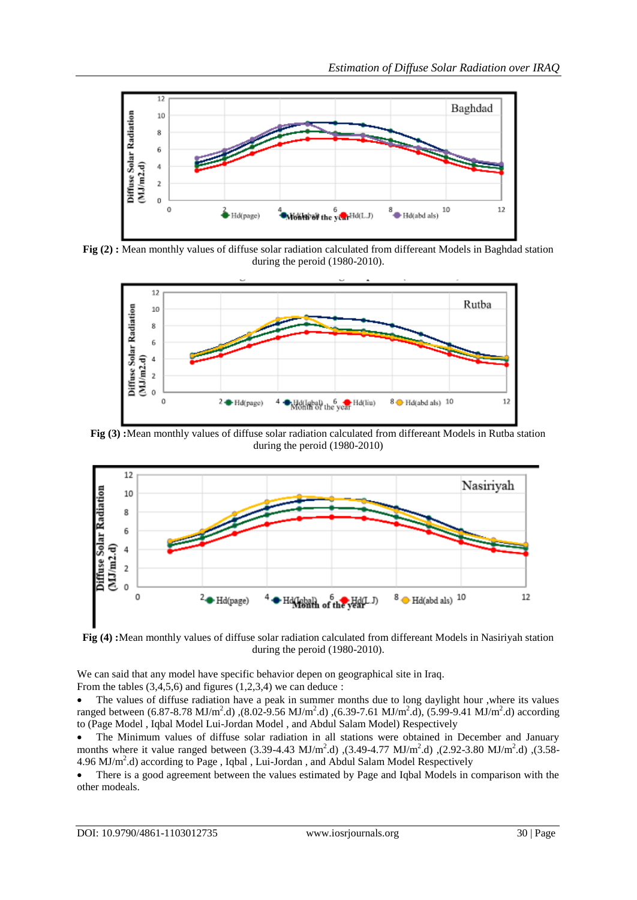**Fig (2) :** Mean monthly values of diffuse solar radiation calculated from differeant Models in Baghdad station during the peroid (1980-2010).

**Fig (3) :**Mean monthly values of diffuse solar radiation calculated from differeant Models in Rutba station during the peroid (1980-2010)

**Fig (4) :**Mean monthly values of diffuse solar radiation calculated from differeant Models in Nasiriyah station during the peroid (1980-2010).

We can said that any model have specific behavior depen on geographical site in Iraq.
From the tables (3,4,5,6) and figures (1,2,3,4) we can deduce :

- The values of diffuse radiation have a peak in summer months due to long daylight hour ,where its values ranged between (6.87-8.78 $MJ/m^2.d$) ,(8.02-9.56 $MJ/m^2.d$) ,(6.39-7.61 $MJ/m^2.d$), (5.99-9.41 $MJ/m^2.d$) according to (Page Model , Iqbal Model Lui-Jordan Model , and Abdul Salam Model) Respectively
- The Minimum values of diffuse solar radiation in all stations were obtained in December and January months where it value ranged between (3.39-4.43 $MJ/m^2.d$) ,(3.49-4.77 $MJ/m^2.d$) ,(2.92-3.80 $MJ/m^2.d$) ,(3.58-4.96 $MJ/m^2.d$) according to Page , Iqbal , Lui-Jordan , and Abdul Salam Model Respectively
- There is a good agreement between the values estimated by Page and Iqbal Models in comparison with the other modeals.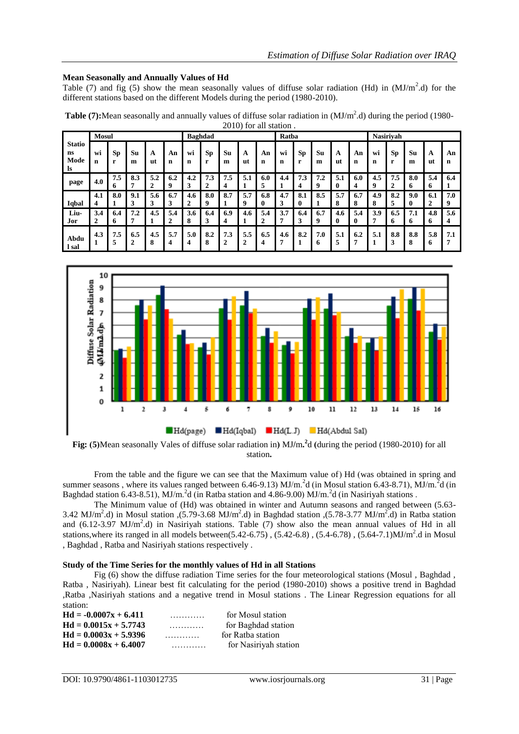### Mean Seasonally and Annually Values of Hd

Table (7) and fig (5) show the mean seasonally values of diffuse solar radiation (Hd) in ($MJ/m^2$.d) for the different stations based on the different Models during the period (1980-2010).

**Table (7):** Mean seasonally and annually values of diffuse solar radiation in ($MJ/m^2$.d) during the period (1980-2010) for all station .

| Stations Models | Mosul | | | | | Baghdad | | | | | Ratba | | | | | Nasiriyah | | | | |
|---|---|---|---|---|---|---|---|---|---|---|---|---|---|---|---|---|---|---|---|---|
| | win | Spr | Sum | Aut | Ann | win | Spr | Sum | Aut | Ann | win | Spr | Sum | Aut | Ann | win | Spr | Sum | Aut | Ann |
| page | 4.0 | 7.56 | 8.37 | 5.22 | 6.29 | 4.23 | 7.32 | 7.54 | 5.11 | 6.05 | 4.41 | 7.34 | 7.29 | 5.10 | 6.04 | 4.59 | 7.52 | 8.06 | 5.46 | 6.41 |
| Iqbal | 4.14 | 8.01 | 9.13 | 5.63 | 6.73 | 4.62 | 8.09 | 8.71 | 5.79 | 6.80 | 4.73 | 8.10 | 8.51 | 5.78 | 6.78 | 4.98 | 8.25 | 9.00 | 6.12 | 7.09 |
| Liu-Jor | 3.42 | 6.46 | 7.27 | 4.51 | 5.42 | 3.68 | 6.43 | 6.94 | 4.61 | 5.42 | 3.77 | 6.43 | 6.79 | 4.60 | 5.40 | 3.97 | 6.56 | 7.16 | 4.86 | 5.64 |
| Abdul sal | 4.31 | 7.55 | 6.52 | 4.58 | 5.74 | 5.04 | 8.28 | 7.32 | 5.52 | 6.54 | 4.67 | 8.21 | 7.06 | 5.15 | 6.27 | 5.11 | 8.83 | 8.88 | 5.86 | 7.17 |

Fig: (5) Mean seasonally Vales of diffuse solar radiation in) $MJ/m.^2$d (during the period (1980-2010) for all station.

From the table and the figure we can see that the Maximum value of) Hd (was obtained in spring and summer seasons , where its values ranged between 6.46-9.13) $MJ/m.^2$d (in Mosul station 6.43-8.71), $MJ/m.^2$d (in Baghdad station 6.43-8.51), $MJ/m.^2$d (in Ratba station and 4.86-9.00) $MJ/m.^2$d (in Nasiriyah stations .

The Minimum value of (Hd) was obtained in winter and Autumn seasons and ranged between (5.63-3.42 $MJ/m^2$.d) in Mosul station ,(5.79-3.68 $MJ/m^2$.d) in Baghdad station ,(5.78-3.77 $MJ/m^2$.d) in Ratba station and (6.12-3.97 $MJ/m^2$.d) in Nasiriyah stations. Table (7) show also the mean annual values of Hd in all stations,where its ranged in all models between(5.42-6.75) , (5.42-6.8) , (5.4-6.78) , (5.64-7.1)$MJ/m^2$.d in Mosul , Baghdad , Ratba and Nasiriyah stations respectively .

### Study of the Time Series for the monthly values of Hd in all Stations

Fig (6) show the diffuse radiation Time series for the four meteorological stations (Mosul , Baghdad , Ratba , Nasiriyah). Linear best fit calculating for the period (1980-2010) shows a positive trend in Baghdad ,Ratba ,Nasiriyah stations and a negative trend in Mosul stations . The Linear Regression equations for all station:

$\mathbf{Hd = -0.0007x + 6.411}$ ………… for Mosul station
$\mathbf{Hd = 0.0015x + 5.7743}$ ………… for Baghdad station
$\mathbf{Hd = 0.0003x + 5.9396}$ ………… for Ratba station
$\mathbf{Hd = 0.0008x + 6.4007}$ ………… for Nasiriyah station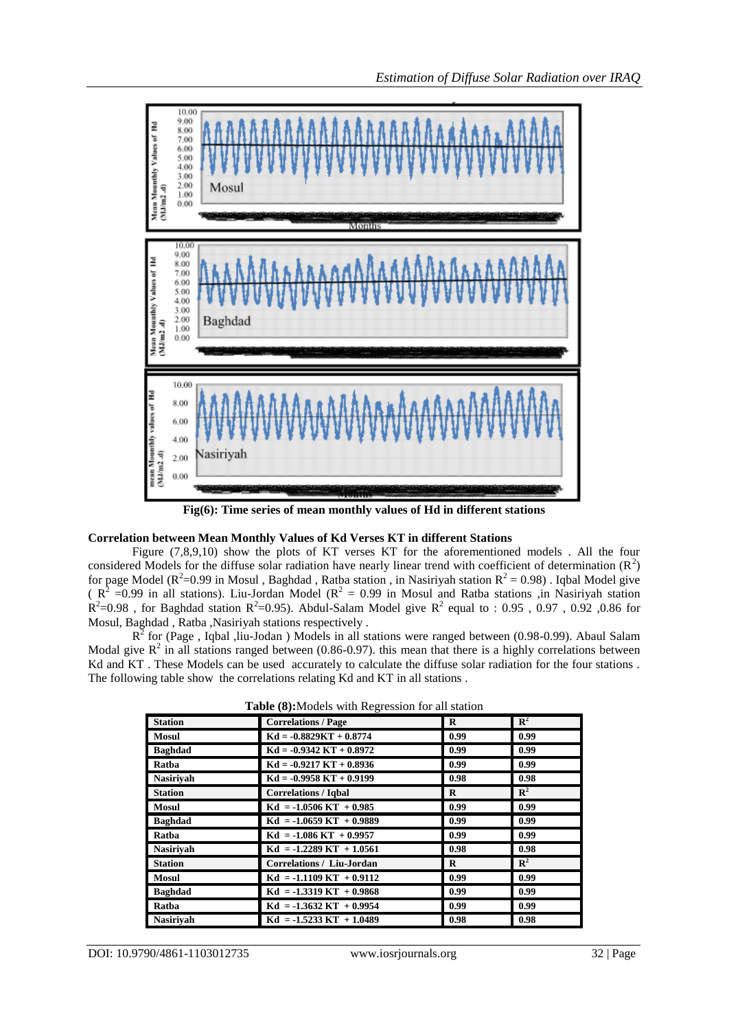Fig(6): Time series of mean monthly values of Hd in different stations

### Correlation between Mean Monthly Values of Kd Verses KT in different Stations

Figure (7,8,9,10) show the plots of KT verses KT for the aforementioned models . All the four considered Models for the diffuse solar radiation have nearly linear trend with coefficient of determination ($R^2$) for page Model ($R^2$=0.99 in Mosul , Baghdad , Ratba station , in Nasiriyah station $R^2$ = 0.98) . Iqbal Model give ( $R^2$ =0.99 in all stations). Liu-Jordan Model ($R^2$ = 0.99 in Mosul and Ratba stations ,in Nasiriyah station $R^2$=0.98 , for Baghdad station $R^2$=0.95). Abdul-Salam Model give $R^2$ equal to : 0.95 , 0.97 , 0.92 ,0.86 for Mosul, Baghdad , Ratba ,Nasiriyah stations respectively .

$R^2$ for (Page , Iqbal ,liu-Jodan ) Models in all stations were ranged between (0.98-0.99). Abaul Salam Modal give $R^2$ in all stations ranged between (0.86-0.97). this mean that there is a highly correlations between Kd and KT . These Models can be used accurately to calculate the diffuse solar radiation for the four stations . The following table show the correlations relating Kd and KT in all stations .

**Table (8):**Models with Regression for all station

| Station | Correlations / Page | R | $R^2$ |
|---|---|---|---|
| Mosul | Kd = -0.8829KT + 0.8774 | 0.99 | 0.99 |
| Baghdad | Kd = -0.9342 KT + 0.8972 | 0.99 | 0.99 |
| Ratba | Kd = -0.9217 KT + 0.8936 | 0.99 | 0.99 |
| Nasiriyah | Kd = -0.9958 KT + 0.9199 | 0.98 | 0.98 |
| **Station** | **Correlations / Iqbal** | **R** | **$R^2$** |
| Mosul | Kd = -1.0506 KT + 0.985 | 0.99 | 0.99 |
| Baghdad | Kd = -1.0659 KT + 0.9889 | 0.99 | 0.99 |
| Ratba | Kd = -1.086 KT + 0.9957 | 0.99 | 0.99 |
| Nasiriyah | Kd = -1.2289 KT + 1.0561 | 0.98 | 0.98 |
| **Station** | **Correlations / Liu-Jordan** | **R** | **$R^2$** |
| Mosul | Kd = -1.1109 KT + 0.9112 | 0.99 | 0.99 |
| Baghdad | Kd = -1.3319 KT + 0.9868 | 0.99 | 0.99 |
| Ratba | Kd = -1.3632 KT + 0.9954 | 0.99 | 0.99 |
| Nasiriyah | Kd = -1.5233 KT + 1.0489 | 0.98 | 0.98 |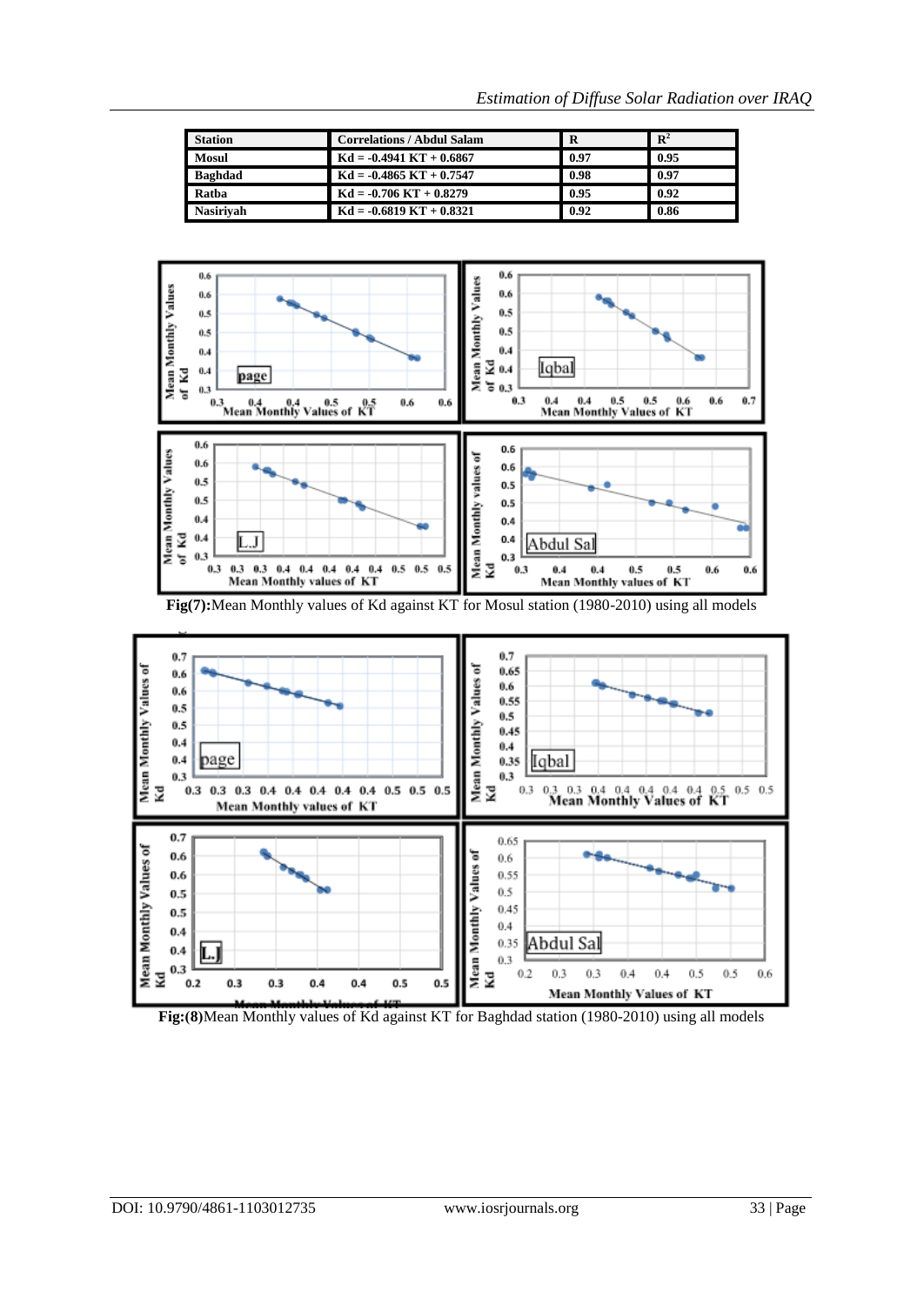| Station | Correlations / Abdul Salam | R | $R^2$ |
|---|---|---|---|
| Mosul | Kd = -0.4941 KT + 0.6867 | 0.97 | 0.95 |
| Baghdad | Kd = -0.4865 KT + 0.7547 | 0.98 | 0.97 |
| Ratba | Kd = -0.706 KT + 0.8279 | 0.95 | 0.92 |
| Nasiriyah | Kd = -0.6819 KT + 0.8321 | 0.92 | 0.86 |

**Fig(7):**Mean Monthly values of Kd against KT for Mosul station (1980-2010) using all models

**Fig:(8)**Mean Monthly values of Kd against KT for Baghdad station (1980-2010) using all models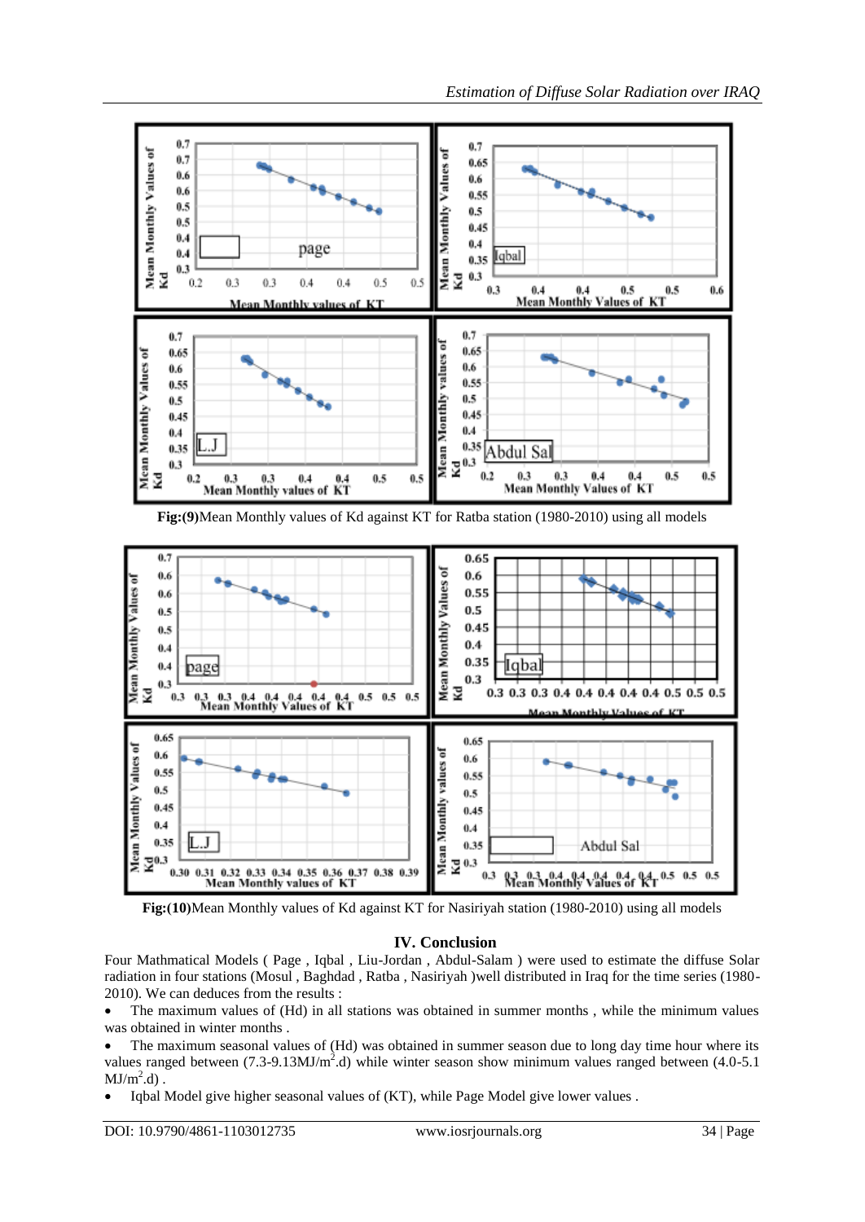**Fig:(9)**Mean Monthly values of Kd against KT for Ratba station (1980-2010) using all models

**Fig:(10)**Mean Monthly values of Kd against KT for Nasiriyah station (1980-2010) using all models

## IV. Conclusion

Four Mathmatical Models ( Page , Iqbal , Liu-Jordan , Abdul-Salam ) were used to estimate the diffuse Solar radiation in four stations (Mosul , Baghdad , Ratba , Nasiriyah )well distributed in Iraq for the time series (1980-2010). We can deduces from the results :

- The maximum values of (Hd) in all stations was obtained in summer months , while the minimum values was obtained in winter months .
- The maximum seasonal values of (Hd) was obtained in summer season due to long day time hour where its values ranged between (7.3-9.13MJ/$m^2$.d) while winter season show minimum values ranged between (4.0-5.1 MJ/$m^2$.d) .
- Iqbal Model give higher seasonal values of (KT), while Page Model give lower values .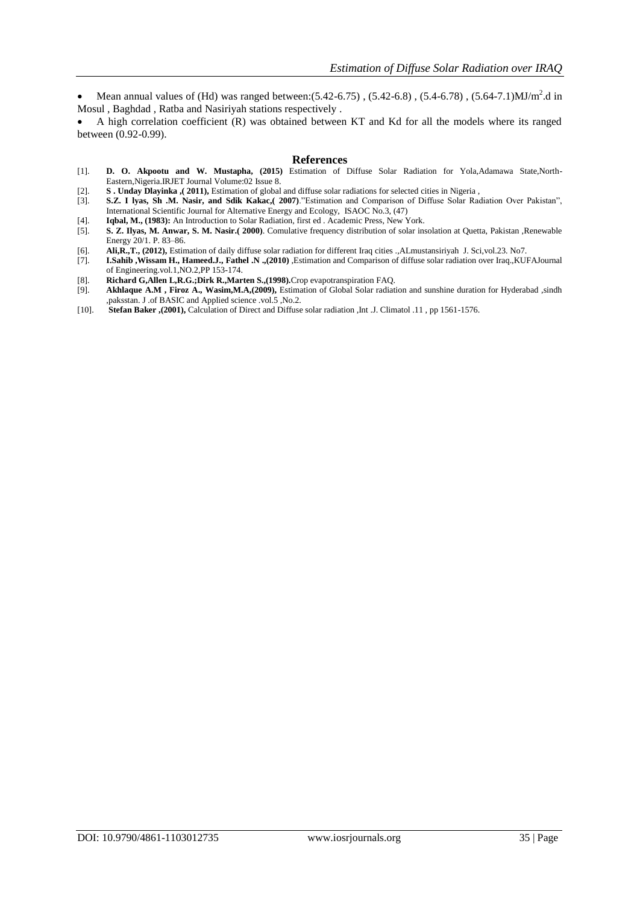- Mean annual values of (Hd) was ranged between:(5.42-6.75) , (5.42-6.8) , (5.4-6.78) , (5.64-7.1)MJ/$m^2$.d in Mosul , Baghdad , Ratba and Nasiriyah stations respectively .
- A high correlation coefficient (R) was obtained between KT and Kd for all the models where its ranged between (0.92-0.99).

## References

[1]. **D. O. Akpootu and W. Mustapha, (2015)** Estimation of Diffuse Solar Radiation for Yola,Adamawa State,North-Eastern,Nigeria.IRJET Journal Volume:02 Issue 8.

[2]. **S . Unday Dlayinka ,( 2011),** Estimation of global and diffuse solar radiations for selected cities in Nigeria ,

[3]. **S.Z. I lyas, Sh .M. Nasir, and Sdik Kakac,( 2007)**."Estimation and Comparison of Diffuse Solar Radiation Over Pakistan", International Scientific Journal for Alternative Energy and Ecology, ISAOC No.3, (47)

[4]. **Iqbal, M., (1983):** An Introduction to Solar Radiation, first ed . Academic Press, New York.

[5]. **S. Z. Ilyas, M. Anwar, S. M. Nasir.( 2000)**. Comulative frequency distribution of solar insolation at Quetta, Pakistan ,Renewable Energy 20/1. P. 83–86.

[6]. **Ali,R.,T., (2012),** Estimation of daily diffuse solar radiation for different Iraq cities .,ALmustansiriyah J. Sci,vol.23. No7.

[7]. **I.Sahib ,Wissam H., Hameed.J., Fathel .N .,(2010)** ,Estimation and Comparison of diffuse solar radiation over Iraq.,KUFAJournal of Engineering.vol.1,NO.2,PP 153-174.

[8]. **Richard G,Allen L,R.G.;Dirk R.,Marten S.,(1998).**Crop evapotranspiration FAQ.

[9]. **Akhlaque A.M , Firoz A., Wasim,M.A,(2009),** Estimation of Global Solar radiation and sunshine duration for Hyderabad ,sindh ,paksstan. J .of BASIC and Applied science .vol.5 ,No.2.

[10]. **Stefan Baker ,(2001),** Calculation of Direct and Diffuse solar radiation ,Int .J. Climatol .11 , pp 1561-1576.